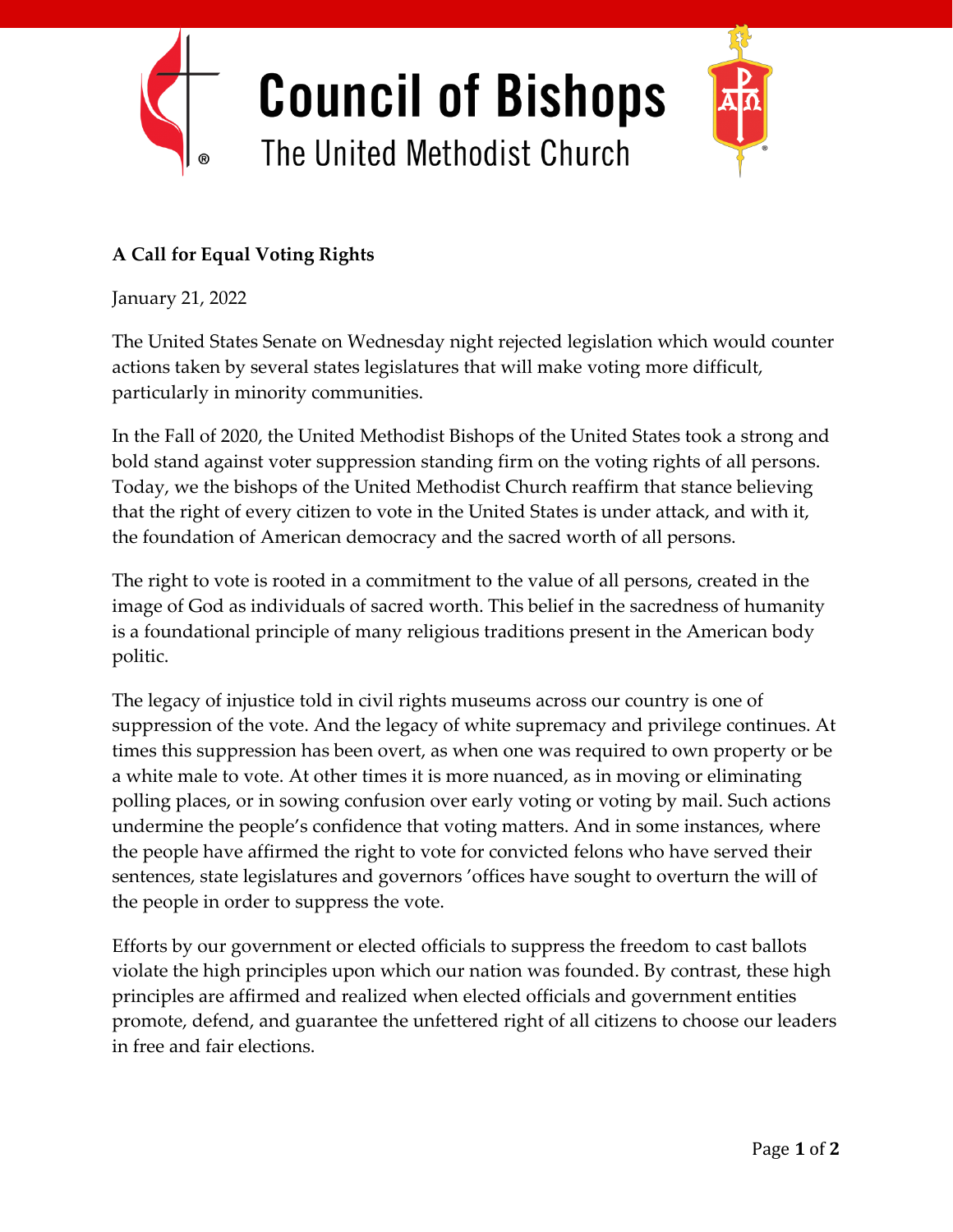# Council of Bishops

## The United Methodist Church

**A Call for Equal Voting Rights**

January 21, 2022

The United States Senate on Wednesday night rejected legislation which would counter actions taken by several states legislatures that will make voting more difficult, particularly in minority communities.

In the Fall of 2020, the United Methodist Bishops of the United States took a strong and bold stand against voter suppression standing firm on the voting rights of all persons. Today, we the bishops of the United Methodist Church reaffirm that stance believing that the right of every citizen to vote in the United States is under attack, and with it, the foundation of American democracy and the sacred worth of all persons.

The right to vote is rooted in a commitment to the value of all persons, created in the image of God as individuals of sacred worth. This belief in the sacredness of humanity is a foundational principle of many religious traditions present in the American body politic.

The legacy of injustice told in civil rights museums across our country is one of suppression of the vote. And the legacy of white supremacy and privilege continues. At times this suppression has been overt, as when one was required to own property or be a white male to vote. At other times it is more nuanced, as in moving or eliminating polling places, or in sowing confusion over early voting or voting by mail. Such actions undermine the people's confidence that voting matters. And in some instances, where the people have affirmed the right to vote for convicted felons who have served their sentences, state legislatures and governors 'offices have sought to overturn the will of the people in order to suppress the vote.

Efforts by our government or elected officials to suppress the freedom to cast ballots violate the high principles upon which our nation was founded. By contrast, these high principles are affirmed and realized when elected officials and government entities promote, defend, and guarantee the unfettered right of all citizens to choose our leaders in free and fair elections.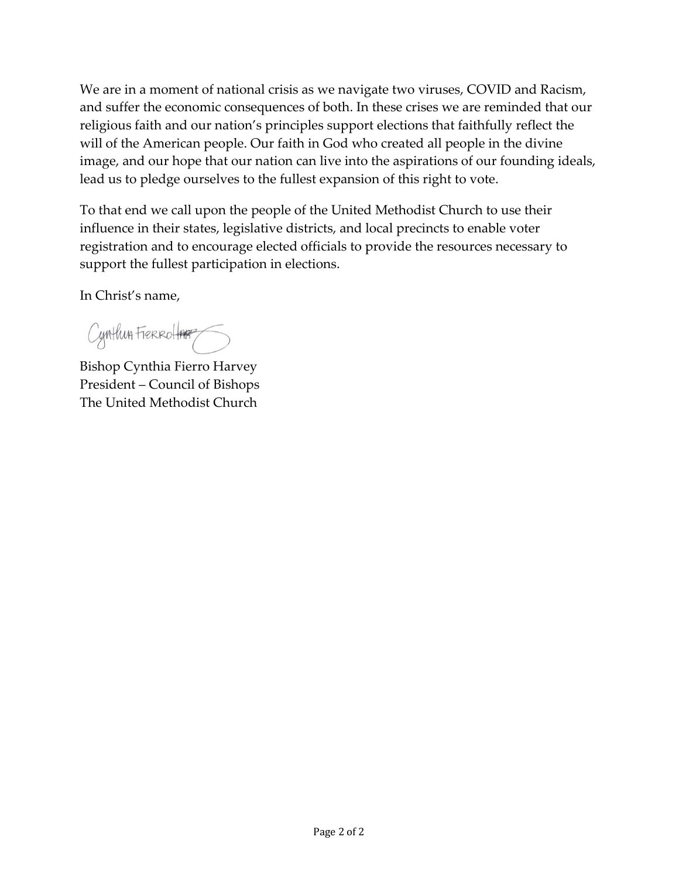We are in a moment of national crisis as we navigate two viruses, COVID and Racism, and suffer the economic consequences of both. In these crises we are reminded that our religious faith and our nation's principles support elections that faithfully reflect the will of the American people. Our faith in God who created all people in the divine image, and our hope that our nation can live into the aspirations of our founding ideals, lead us to pledge ourselves to the fullest expansion of this right to vote.

To that end we call upon the people of the United Methodist Church to use their influence in their states, legislative districts, and local precincts to enable voter registration and to encourage elected officials to provide the resources necessary to support the fullest participation in elections.

In Christ's name,

Cynthia Fierro Harvey

Bishop Cynthia Fierro Harvey
President – Council of Bishops
The United Methodist Church